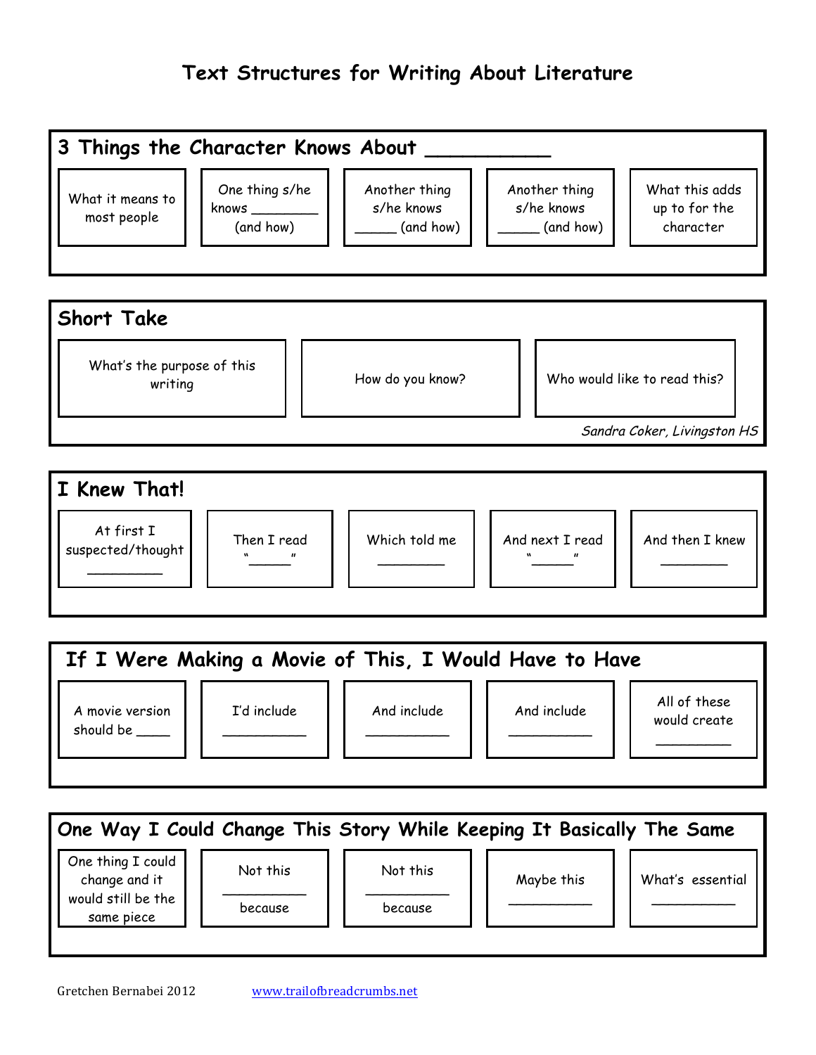# Text Structures for Writing About Literature

## 3 Things the Character Knows About __________

| What it means to most people | One thing s/he knows ________ (and how) | Another thing s/he knows _____ (and how) | Another thing s/he knows _____ (and how) | What this adds up to for the character |
|---|---|---|---|---|

## Short Take

| What's the purpose of this writing | How do you know? | Who would like to read this? |
|---|---|---|

*Sandra Coker, Livingston HS*

## I Knew That!

| At first I suspected/thought _________ | Then I read "_____" | Which told me _________ | And next I read "_____" | And then I knew _________ |
|---|---|---|---|---|

## If I Were Making a Movie of This, I Would Have to Have

| A movie version should be ____ | I'd include __________ | And include __________ | And include __________ | All of these would create _________ |
|---|---|---|---|---|

## One Way I Could Change This Story While Keeping It Basically The Same

| One thing I could change and it would still be the same piece | Not this __________ because | Not this __________ because | Maybe this __________ | What's essential __________ |
|---|---|---|---|---|

Gretchen Bernabei 2012 www.trailofbreadcrumbs.net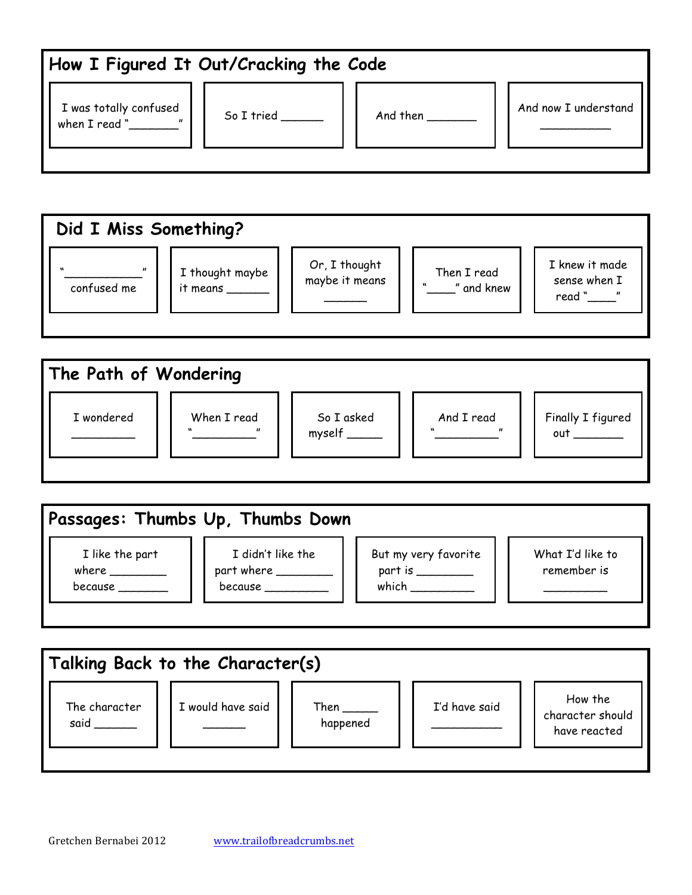## How I Figured It Out/Cracking the Code

| I was totally confused when I read "_______" | So I tried ______ | And then _______ | And now I understand __________ |
|---|---|---|---|

## Did I Miss Something?

| "___________" confused me | I thought maybe it means ______ | Or, I thought maybe it means ______ | Then I read "____" and knew | I knew it made sense when I read "____" |
|---|---|---|---|---|

## The Path of Wondering

| I wondered _________ | When I read "_________" | So I asked myself _____ | And I read "_________" | Finally I figured out _______ |
|---|---|---|---|---|

## Passages: Thumbs Up, Thumbs Down

| I like the part where ________ because _______ | I didn't like the part where ________ because _________ | But my very favorite part is ________ which _________ | What I'd like to remember is _________ |
|---|---|---|---|

## Talking Back to the Character(s)

| The character said ______ | I would have said ______ | Then _____ happened | I'd have said __________ | How the character should have reacted |
|---|---|---|---|---|

Gretchen Bernabei 2012 www.trailofbreadcrumbs.net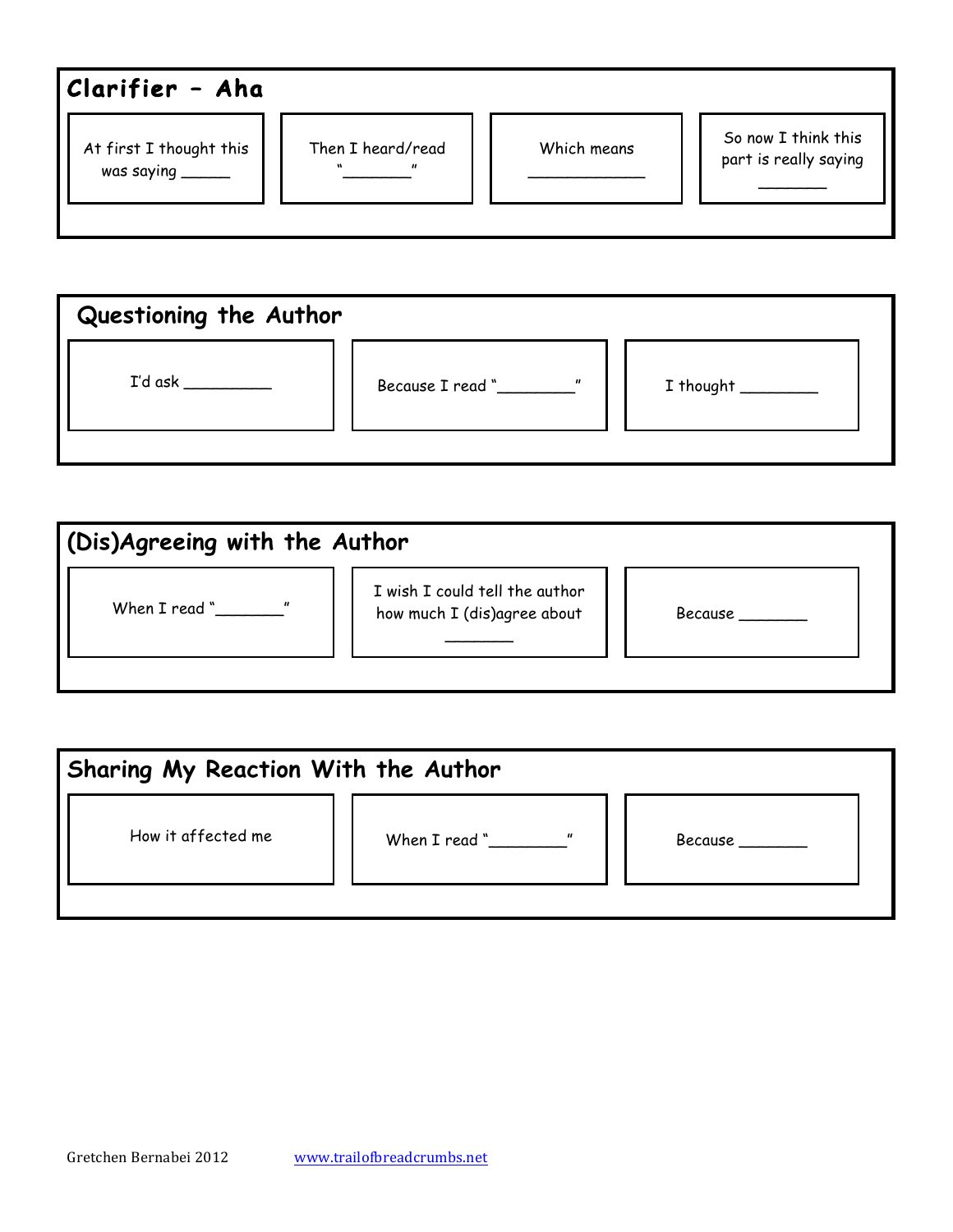## Clarifier – Aha

| | | | |
|---|---|---|---|
| At first I thought this was saying _____ | Then I heard/read "_______" | Which means ____________ | So now I think this part is really saying _______ |

## Questioning the Author

| | | |
|---|---|---|
| I'd ask _________ | Because I read "________" | I thought ________ |

## (Dis)Agreeing with the Author

| | | |
|---|---|---|
| When I read "_______" | I wish I could tell the author how much I (dis)agree about _______ | Because _______ |

## Sharing My Reaction With the Author

| | | |
|---|---|---|
| How it affected me | When I read "________" | Because _______ |

Gretchen Bernabei 2012 www.trailofbreadcrumbs.net